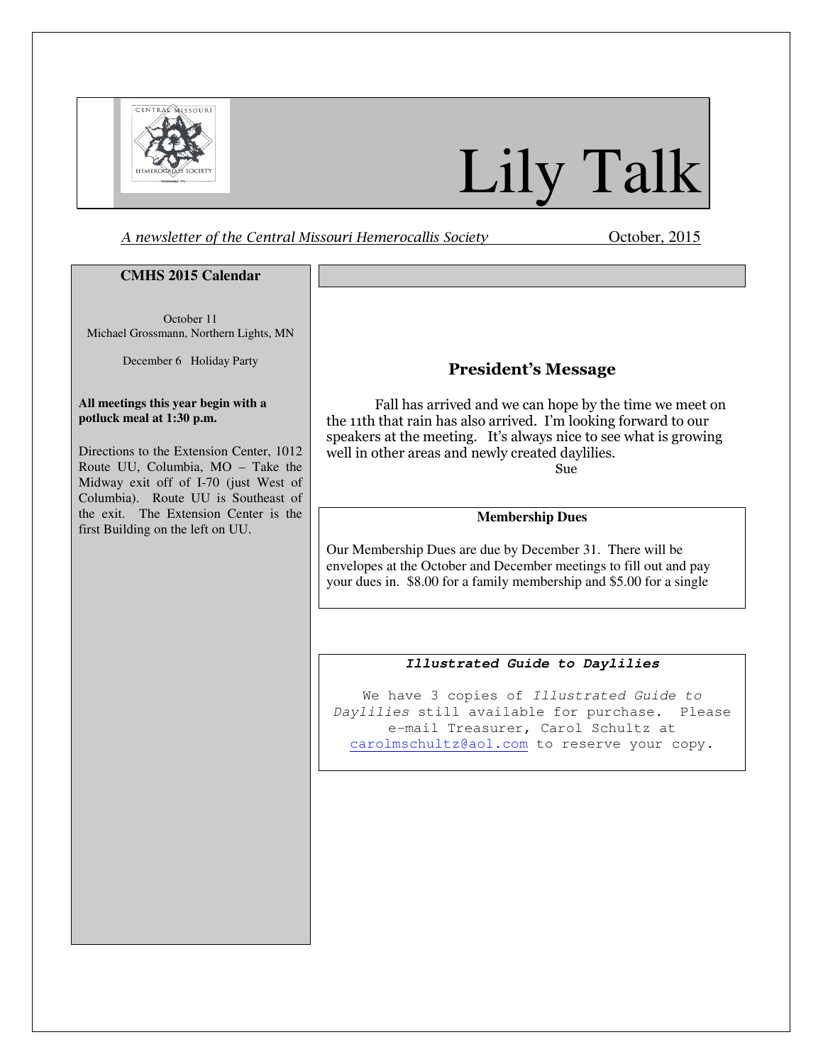# Lily Talk

*A newsletter of the Central Missouri Hemerocallis Society* October, 2015

**CMHS 2015 Calendar**

October 11
Michael Grossmann, Northern Lights, MN

December 6 Holiday Party

**All meetings this year begin with a potluck meal at 1:30 p.m.**

Directions to the Extension Center, 1012 Route UU, Columbia, MO – Take the Midway exit off of I-70 (just West of Columbia). Route UU is Southeast of the exit. The Extension Center is the first Building on the left on UU.

## President's Message

Fall has arrived and we can hope by the time we meet on the 11th that rain has also arrived. I'm looking forward to our speakers at the meeting. It's always nice to see what is growing well in other areas and newly created daylilies.

Sue

**Membership Dues**

Our Membership Dues are due by December 31. There will be envelopes at the October and December meetings to fill out and pay your dues in. $8.00 for a family membership and $5.00 for a single

***Illustrated Guide to Daylilies***

We have 3 copies of *Illustrated Guide to Daylilies* still available for purchase. Please e-mail Treasurer, Carol Schultz at carolmschultz@aol.com to reserve your copy.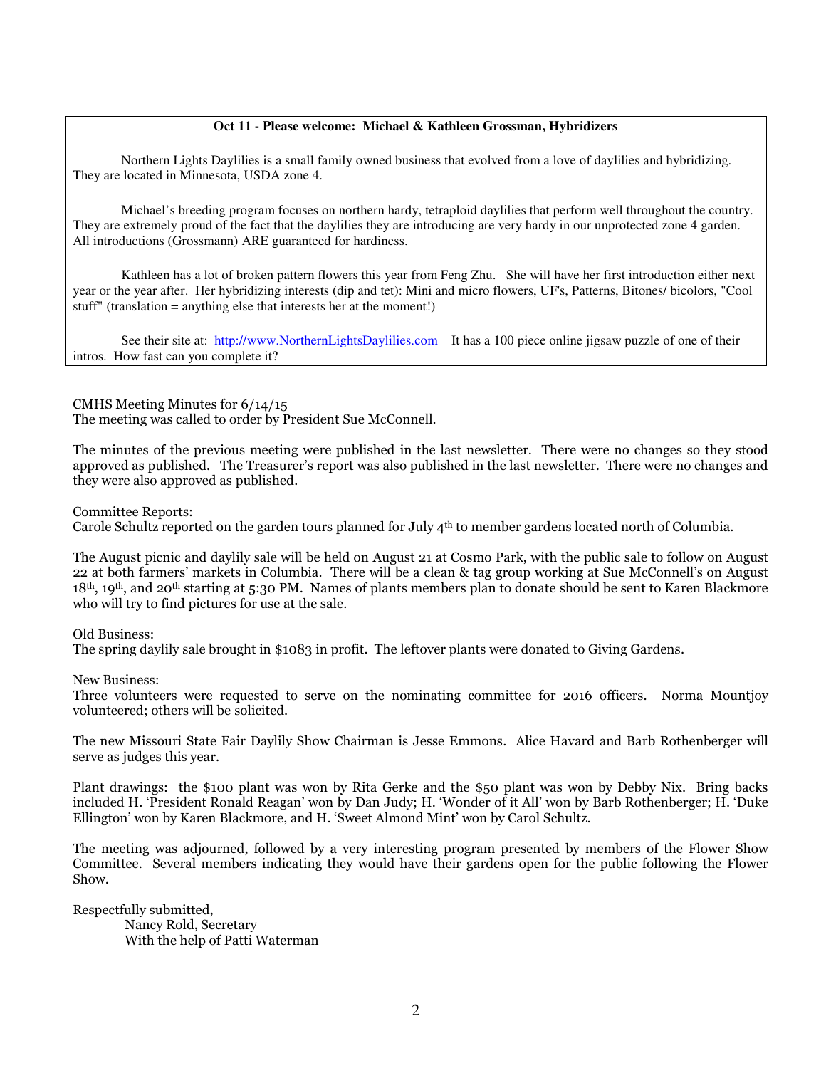**Oct 11 - Please welcome: Michael & Kathleen Grossman, Hybridizers**

Northern Lights Daylilies is a small family owned business that evolved from a love of daylilies and hybridizing. They are located in Minnesota, USDA zone 4.

Michael's breeding program focuses on northern hardy, tetraploid daylilies that perform well throughout the country. They are extremely proud of the fact that the daylilies they are introducing are very hardy in our unprotected zone 4 garden. All introductions (Grossmann) ARE guaranteed for hardiness.

Kathleen has a lot of broken pattern flowers this year from Feng Zhu. She will have her first introduction either next year or the year after. Her hybridizing interests (dip and tet): Mini and micro flowers, UF's, Patterns, Bitones/ bicolors, "Cool stuff" (translation = anything else that interests her at the moment!)

See their site at: [http://www.NorthernLightsDaylilies.com](http://www.NorthernLightsDaylilies.com) It has a 100 piece online jigsaw puzzle of one of their intros. How fast can you complete it?

CMHS Meeting Minutes for 6/14/15

The meeting was called to order by President Sue McConnell.

The minutes of the previous meeting were published in the last newsletter. There were no changes so they stood approved as published. The Treasurer's report was also published in the last newsletter. There were no changes and they were also approved as published.

Committee Reports:

Carole Schultz reported on the garden tours planned for July 4th to member gardens located north of Columbia.

The August picnic and daylily sale will be held on August 21 at Cosmo Park, with the public sale to follow on August 22 at both farmers' markets in Columbia. There will be a clean & tag group working at Sue McConnell's on August 18th, 19th, and 20th starting at 5:30 PM. Names of plants members plan to donate should be sent to Karen Blackmore who will try to find pictures for use at the sale.

Old Business:

The spring daylily sale brought in $1083 in profit. The leftover plants were donated to Giving Gardens.

New Business:

Three volunteers were requested to serve on the nominating committee for 2016 officers. Norma Mountjoy volunteered; others will be solicited.

The new Missouri State Fair Daylily Show Chairman is Jesse Emmons. Alice Havard and Barb Rothenberger will serve as judges this year.

Plant drawings: the $100 plant was won by Rita Gerke and the $50 plant was won by Debby Nix. Bring backs included H. 'President Ronald Reagan' won by Dan Judy; H. 'Wonder of it All' won by Barb Rothenberger; H. 'Duke Ellington' won by Karen Blackmore, and H. 'Sweet Almond Mint' won by Carol Schultz.

The meeting was adjourned, followed by a very interesting program presented by members of the Flower Show Committee. Several members indicating they would have their gardens open for the public following the Flower Show.

Respectfully submitted,

Nancy Rold, Secretary

With the help of Patti Waterman